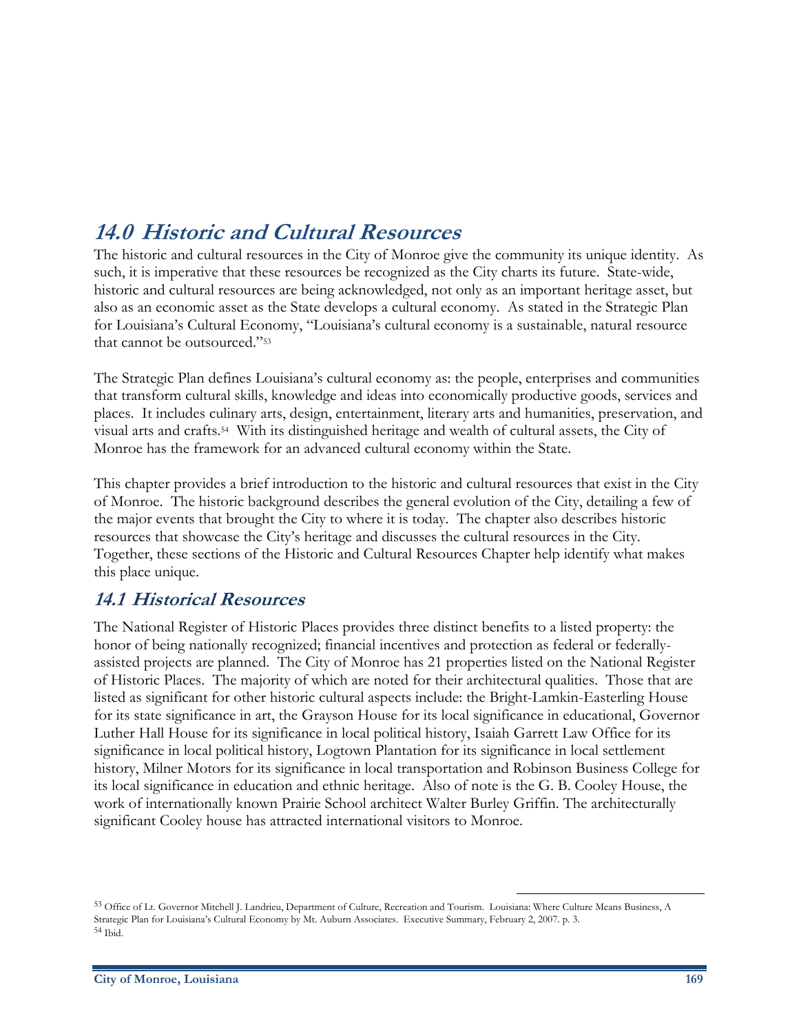# 14.0 Historic and Cultural Resources

The historic and cultural resources in the City of Monroe give the community its unique identity. As such, it is imperative that these resources be recognized as the City charts its future. State-wide, historic and cultural resources are being acknowledged, not only as an important heritage asset, but also as an economic asset as the State develops a cultural economy. As stated in the Strategic Plan for Louisiana's Cultural Economy, "Louisiana's cultural economy is a sustainable, natural resource that cannot be outsourced."[53]

The Strategic Plan defines Louisiana's cultural economy as: the people, enterprises and communities that transform cultural skills, knowledge and ideas into economically productive goods, services and places. It includes culinary arts, design, entertainment, literary arts and humanities, preservation, and visual arts and crafts.[54] With its distinguished heritage and wealth of cultural assets, the City of Monroe has the framework for an advanced cultural economy within the State.

This chapter provides a brief introduction to the historic and cultural resources that exist in the City of Monroe. The historic background describes the general evolution of the City, detailing a few of the major events that brought the City to where it is today. The chapter also describes historic resources that showcase the City's heritage and discusses the cultural resources in the City. Together, these sections of the Historic and Cultural Resources Chapter help identify what makes this place unique.

## 14.1 Historical Resources

The National Register of Historic Places provides three distinct benefits to a listed property: the honor of being nationally recognized; financial incentives and protection as federal or federally-assisted projects are planned. The City of Monroe has 21 properties listed on the National Register of Historic Places. The majority of which are noted for their architectural qualities. Those that are listed as significant for other historic cultural aspects include: the Bright-Lamkin-Easterling House for its state significance in art, the Grayson House for its local significance in educational, Governor Luther Hall House for its significance in local political history, Isaiah Garrett Law Office for its significance in local political history, Logtown Plantation for its significance in local settlement history, Milner Motors for its significance in local transportation and Robinson Business College for its local significance in education and ethnic heritage. Also of note is the G. B. Cooley House, the work of internationally known Prairie School architect Walter Burley Griffin. The architecturally significant Cooley house has attracted international visitors to Monroe.

---

[53] Office of Lt. Governor Mitchell J. Landrieu, Department of Culture, Recreation and Tourism. Louisiana: Where Culture Means Business, A Strategic Plan for Louisiana's Cultural Economy by Mt. Auburn Associates. Executive Summary, February 2, 2007. p. 3.

[54] Ibid.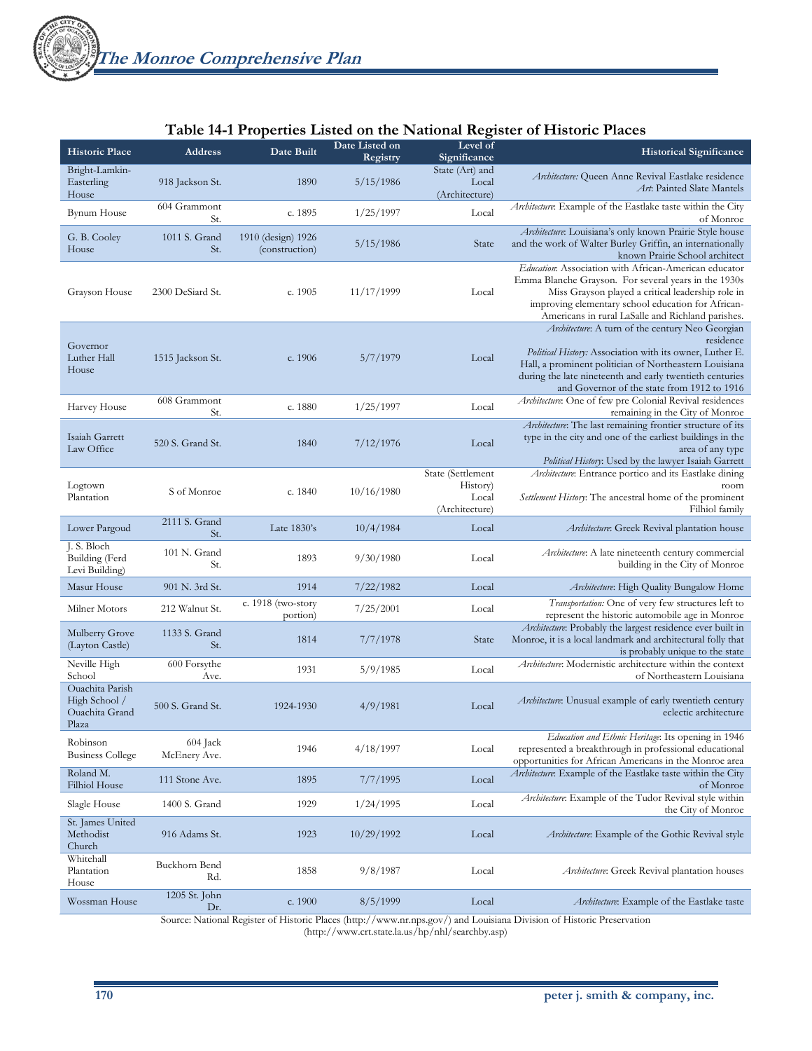## Table 14-1 Properties Listed on the National Register of Historic Places

| Historic Place | Address | Date Built | Date Listed on Registry | Level of Significance | Historical Significance |
|---|---|---|---|---|---|
| Bright-Lamkin-Easterling House | 918 Jackson St. | 1890 | 5/15/1986 | State (Art) and Local (Architecture) | *Architecture:* Queen Anne Revival Eastlake residence *Art*: Painted Slate Mantels |
| Bynum House | 604 Grammont St. | c. 1895 | 1/25/1997 | Local | *Architecture*: Example of the Eastlake taste within the City of Monroe |
| G. B. Cooley House | 1011 S. Grand St. | 1910 (design) 1926 (construction) | 5/15/1986 | State | *Architecture*: Louisiana's only known Prairie Style house and the work of Walter Burley Griffin, an internationally known Prairie School architect |
| Grayson House | 2300 DeSiard St. | c. 1905 | 11/17/1999 | Local | *Education*: Association with African-American educator Emma Blanche Grayson. For several years in the 1930s Miss Grayson played a critical leadership role in improving elementary school education for African-Americans in rural LaSalle and Richland parishes. |
| Governor Luther Hall House | 1515 Jackson St. | c. 1906 | 5/7/1979 | Local | *Architecture*: A turn of the century Neo Georgian residence *Political History:* Association with its owner, Luther E. Hall, a prominent politician of Northeastern Louisiana during the late nineteenth and early twentieth centuries and Governor of the state from 1912 to 1916 |
| Harvey House | 608 Grammont St. | c. 1880 | 1/25/1997 | Local | *Architecture*: One of few pre Colonial Revival residences remaining in the City of Monroe |
| Isaiah Garrett Law Office | 520 S. Grand St. | 1840 | 7/12/1976 | Local | *Architecture*: The last remaining frontier structure of its type in the city and one of the earliest buildings in the area of any type *Political History*: Used by the lawyer Isaiah Garrett |
| Logtown Plantation | S of Monroe | c. 1840 | 10/16/1980 | State (Settlement History) Local (Architecture) | *Architecture*: Entrance portico and its Eastlake dining room *Settlement History*: The ancestral home of the prominent Filhiol family |
| Lower Pargoud | 2111 S. Grand St. | Late 1830's | 10/4/1984 | Local | *Architecture*: Greek Revival plantation house |
| J. S. Bloch Building (Ferd Levi Building) | 101 N. Grand St. | 1893 | 9/30/1980 | Local | *Architecture*: A late nineteenth century commercial building in the City of Monroe |
| Masur House | 901 N. 3rd St. | 1914 | 7/22/1982 | Local | *Architecture*: High Quality Bungalow Home |
| Milner Motors | 212 Walnut St. | c. 1918 (two-story portion) | 7/25/2001 | Local | *Transportation:* One of very few structures left to represent the historic automobile age in Monroe |
| Mulberry Grove (Layton Castle) | 1133 S. Grand St. | 1814 | 7/7/1978 | State | *Architecture*: Probably the largest residence ever built in Monroe, it is a local landmark and architectural folly that is probably unique to the state |
| Neville High School | 600 Forsythe Ave. | 1931 | 5/9/1985 | Local | *Architecture*: Modernistic architecture within the context of Northeastern Louisiana |
| Ouachita Parish High School / Ouachita Grand Plaza | 500 S. Grand St. | 1924-1930 | 4/9/1981 | Local | *Architecture*: Unusual example of early twentieth century eclectic architecture |
| Robinson Business College | 604 Jack McEnery Ave. | 1946 | 4/18/1997 | Local | *Education and Ethnic Heritage*: Its opening in 1946 represented a breakthrough in professional educational opportunities for African Americans in the Monroe area |
| Roland M. Filhiol House | 111 Stone Ave. | 1895 | 7/7/1995 | Local | *Architecture*: Example of the Eastlake taste within the City of Monroe |
| Slagle House | 1400 S. Grand | 1929 | 1/24/1995 | Local | *Architecture*: Example of the Tudor Revival style within the City of Monroe |
| St. James United Methodist Church | 916 Adams St. | 1923 | 10/29/1992 | Local | *Architecture*: Example of the Gothic Revival style |
| Whitehall Plantation House | Buckhorn Bend Rd. | 1858 | 9/8/1987 | Local | *Architecture*: Greek Revival plantation houses |
| Wossman House | 1205 St. John Dr. | c. 1900 | 8/5/1999 | Local | *Architecture*: Example of the Eastlake taste |

Source: National Register of Historic Places (http://www.nr.nps.gov/) and Louisiana Division of Historic Preservation (http://www.crt.state.la.us/hp/nhl/searchby.asp)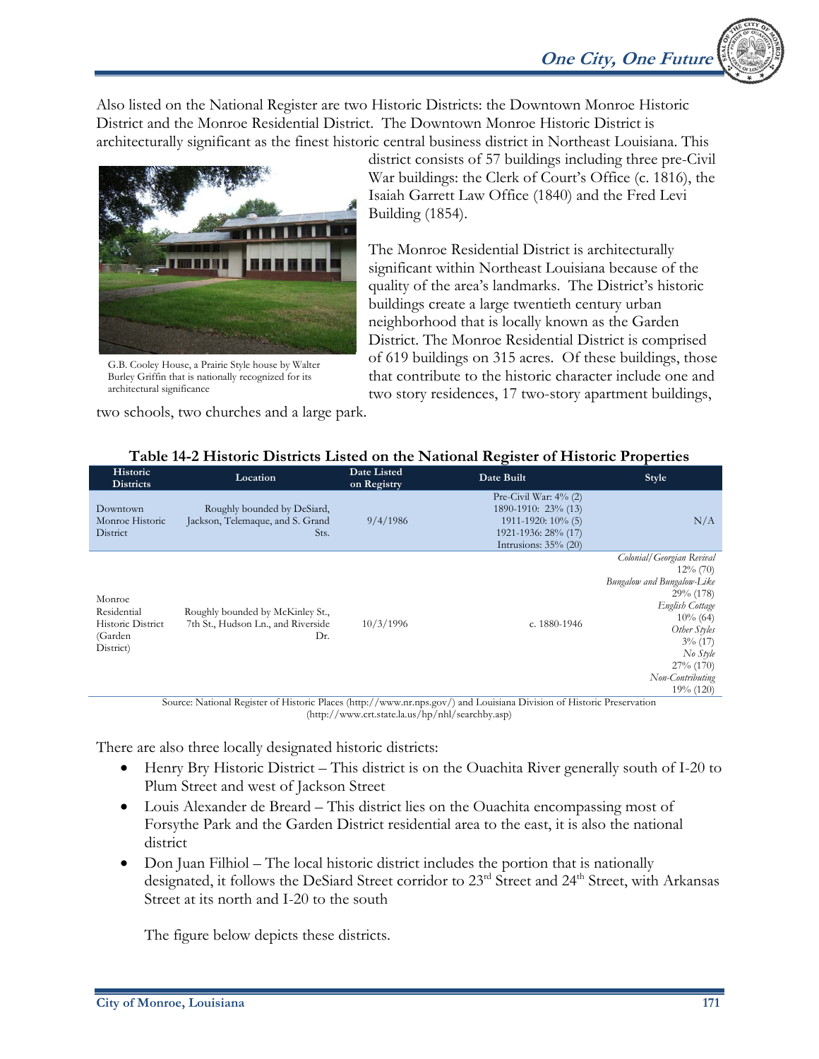Also listed on the National Register are two Historic Districts: the Downtown Monroe Historic District and the Monroe Residential District. The Downtown Monroe Historic District is architecturally significant as the finest historic central business district in Northeast Louisiana. This district consists of 57 buildings including three pre-Civil War buildings: the Clerk of Court's Office (c. 1816), the Isaiah Garrett Law Office (1840) and the Fred Levi Building (1854).

G.B. Cooley House, a Prairie Style house by Walter Burley Griffin that is nationally recognized for its architectural significance

The Monroe Residential District is architecturally significant within Northeast Louisiana because of the quality of the area's landmarks. The District's historic buildings create a large twentieth century urban neighborhood that is locally known as the Garden District. The Monroe Residential District is comprised of 619 buildings on 315 acres. Of these buildings, those that contribute to the historic character include one and two story residences, 17 two-story apartment buildings, two schools, two churches and a large park.

**Table 14-2 Historic Districts Listed on the National Register of Historic Properties**

| Historic Districts | Location | Date Listed on Registry | Date Built | Style |
|---|---|---|---|---|
| Downtown Monroe Historic District | Roughly bounded by DeSiard, Jackson, Telemaque, and S. Grand Sts. | 9/4/1986 | Pre-Civil War: 4% (2)<br>1890-1910: 23% (13)<br>1911-1920: 10% (5)<br>1921-1936: 28% (17)<br>Intrusions: 35% (20) | N/A |
| Monroe Residential Historic District (Garden District) | Roughly bounded by McKinley St., 7th St., Hudson Ln., and Riverside Dr. | 10/3/1996 | c. 1880-1946 | *Colonial/Georgian Revival* 12% (70)<br>*Bungalow and Bungalow-Like* 29% (178)<br>*English Cottage* 10% (64)<br>*Other Styles* 3% (17)<br>*No Style* 27% (170)<br>*Non-Contributing* 19% (120) |

Source: National Register of Historic Places (http://www.nr.nps.gov/) and Louisiana Division of Historic Preservation (http://www.crt.state.la.us/hp/nhl/searchby.asp)

There are also three locally designated historic districts:

- Henry Bry Historic District – This district is on the Ouachita River generally south of I-20 to Plum Street and west of Jackson Street
- Louis Alexander de Breard – This district lies on the Ouachita encompassing most of Forsythe Park and the Garden District residential area to the east, it is also the national district
- Don Juan Filhiol – The local historic district includes the portion that is nationally designated, it follows the DeSiard Street corridor to 23rd Street and 24th Street, with Arkansas Street at its north and I-20 to the south

The figure below depicts these districts.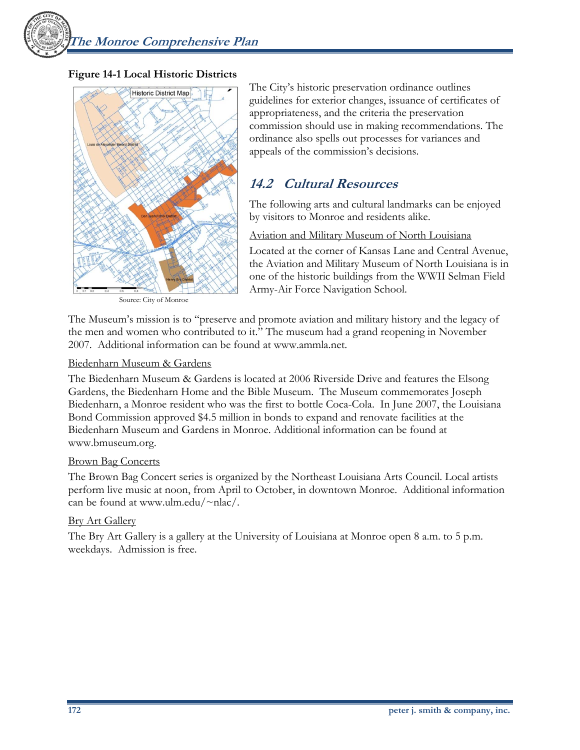**Figure 14-1 Local Historic Districts**

Source: City of Monroe

The City's historic preservation ordinance outlines guidelines for exterior changes, issuance of certificates of appropriateness, and the criteria the preservation commission should use in making recommendations. The ordinance also spells out processes for variances and appeals of the commission's decisions.

## *14.2 Cultural Resources*

The following arts and cultural landmarks can be enjoyed by visitors to Monroe and residents alike.

Aviation and Military Museum of North Louisiana

Located at the corner of Kansas Lane and Central Avenue, the Aviation and Military Museum of North Louisiana is in one of the historic buildings from the WWII Selman Field Army-Air Force Navigation School.

The Museum's mission is to "preserve and promote aviation and military history and the legacy of the men and women who contributed to it." The museum had a grand reopening in November 2007. Additional information can be found at www.ammla.net.

Biedenharn Museum & Gardens

The Biedenharn Museum & Gardens is located at 2006 Riverside Drive and features the Elsong Gardens, the Biedenharn Home and the Bible Museum. The Museum commemorates Joseph Biedenharn, a Monroe resident who was the first to bottle Coca-Cola. In June 2007, the Louisiana Bond Commission approved $4.5 million in bonds to expand and renovate facilities at the Biedenharn Museum and Gardens in Monroe. Additional information can be found at www.bmuseum.org.

Brown Bag Concerts

The Brown Bag Concert series is organized by the Northeast Louisiana Arts Council. Local artists perform live music at noon, from April to October, in downtown Monroe. Additional information can be found at www.ulm.edu/~nlac/.

Bry Art Gallery

The Bry Art Gallery is a gallery at the University of Louisiana at Monroe open 8 a.m. to 5 p.m. weekdays. Admission is free.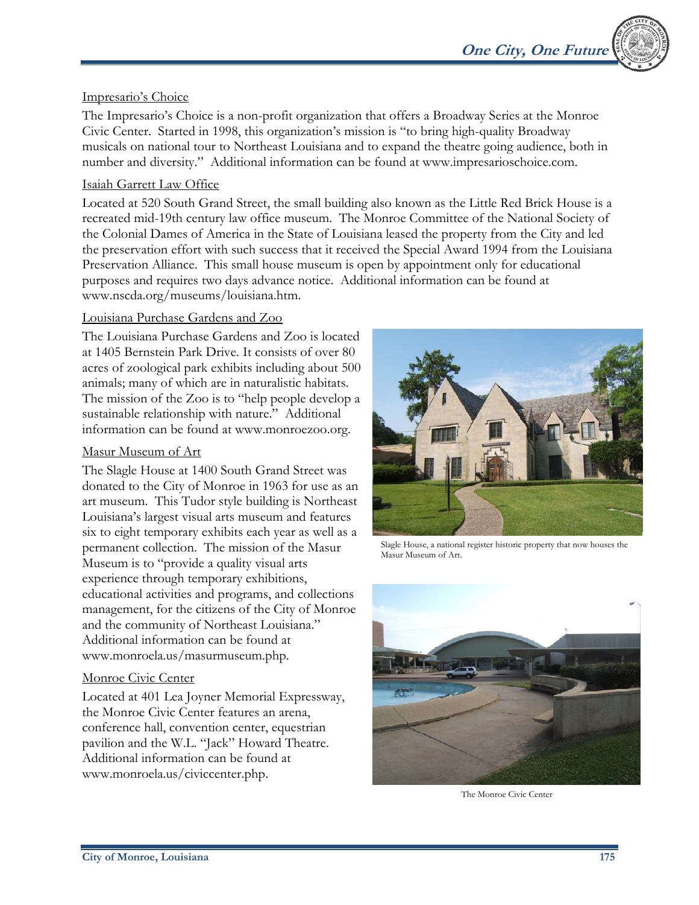Impresario's Choice

The Impresario's Choice is a non-profit organization that offers a Broadway Series at the Monroe Civic Center. Started in 1998, this organization's mission is "to bring high-quality Broadway musicals on national tour to Northeast Louisiana and to expand the theatre going audience, both in number and diversity." Additional information can be found at www.impresarioschoice.com.

Isaiah Garrett Law Office

Located at 520 South Grand Street, the small building also known as the Little Red Brick House is a recreated mid-19th century law office museum. The Monroe Committee of the National Society of the Colonial Dames of America in the State of Louisiana leased the property from the City and led the preservation effort with such success that it received the Special Award 1994 from the Louisiana Preservation Alliance. This small house museum is open by appointment only for educational purposes and requires two days advance notice. Additional information can be found at www.nscda.org/museums/louisiana.htm.

Louisiana Purchase Gardens and Zoo

The Louisiana Purchase Gardens and Zoo is located at 1405 Bernstein Park Drive. It consists of over 80 acres of zoological park exhibits including about 500 animals; many of which are in naturalistic habitats. The mission of the Zoo is to "help people develop a sustainable relationship with nature." Additional information can be found at www.monroezoo.org.

Masur Museum of Art

The Slagle House at 1400 South Grand Street was donated to the City of Monroe in 1963 for use as an art museum. This Tudor style building is Northeast Louisiana's largest visual arts museum and features six to eight temporary exhibits each year as well as a permanent collection. The mission of the Masur Museum is to "provide a quality visual arts experience through temporary exhibitions, educational activities and programs, and collections management, for the citizens of the City of Monroe and the community of Northeast Louisiana." Additional information can be found at www.monroela.us/masurmuseum.php.

Slagle House, a national register historic property that now houses the Masur Museum of Art.

Monroe Civic Center

Located at 401 Lea Joyner Memorial Expressway, the Monroe Civic Center features an arena, conference hall, convention center, equestrian pavilion and the W.L. "Jack" Howard Theatre. Additional information can be found at www.monroela.us/civiccenter.php.

The Monroe Civic Center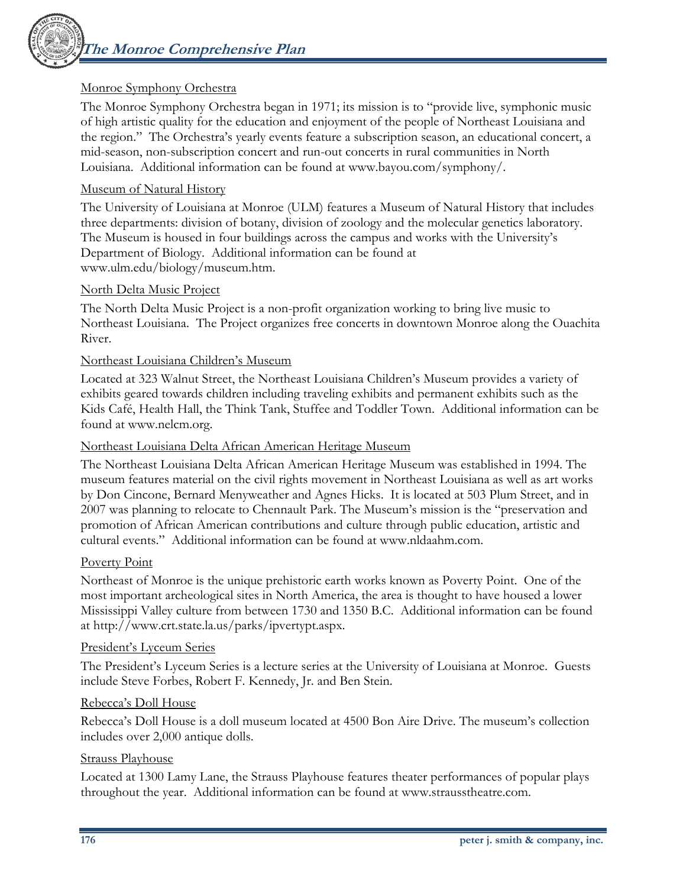Monroe Symphony Orchestra

The Monroe Symphony Orchestra began in 1971; its mission is to "provide live, symphonic music of high artistic quality for the education and enjoyment of the people of Northeast Louisiana and the region." The Orchestra's yearly events feature a subscription season, an educational concert, a mid-season, non-subscription concert and run-out concerts in rural communities in North Louisiana. Additional information can be found at www.bayou.com/symphony/.

Museum of Natural History

The University of Louisiana at Monroe (ULM) features a Museum of Natural History that includes three departments: division of botany, division of zoology and the molecular genetics laboratory. The Museum is housed in four buildings across the campus and works with the University's Department of Biology. Additional information can be found at www.ulm.edu/biology/museum.htm.

North Delta Music Project

The North Delta Music Project is a non-profit organization working to bring live music to Northeast Louisiana. The Project organizes free concerts in downtown Monroe along the Ouachita River.

Northeast Louisiana Children's Museum

Located at 323 Walnut Street, the Northeast Louisiana Children's Museum provides a variety of exhibits geared towards children including traveling exhibits and permanent exhibits such as the Kids Café, Health Hall, the Think Tank, Stuffee and Toddler Town. Additional information can be found at www.nelcm.org.

Northeast Louisiana Delta African American Heritage Museum

The Northeast Louisiana Delta African American Heritage Museum was established in 1994. The museum features material on the civil rights movement in Northeast Louisiana as well as art works by Don Cincone, Bernard Menyweather and Agnes Hicks. It is located at 503 Plum Street, and in 2007 was planning to relocate to Chennault Park. The Museum's mission is the "preservation and promotion of African American contributions and culture through public education, artistic and cultural events." Additional information can be found at www.nldaahm.com.

Poverty Point

Northeast of Monroe is the unique prehistoric earth works known as Poverty Point. One of the most important archeological sites in North America, the area is thought to have housed a lower Mississippi Valley culture from between 1730 and 1350 B.C. Additional information can be found at http://www.crt.state.la.us/parks/ipvertypt.aspx.

President's Lyceum Series

The President's Lyceum Series is a lecture series at the University of Louisiana at Monroe. Guests include Steve Forbes, Robert F. Kennedy, Jr. and Ben Stein.

Rebecca's Doll House

Rebecca's Doll House is a doll museum located at 4500 Bon Aire Drive. The museum's collection includes over 2,000 antique dolls.

Strauss Playhouse

Located at 1300 Lamy Lane, the Strauss Playhouse features theater performances of popular plays throughout the year. Additional information can be found at www.strausstheatre.com.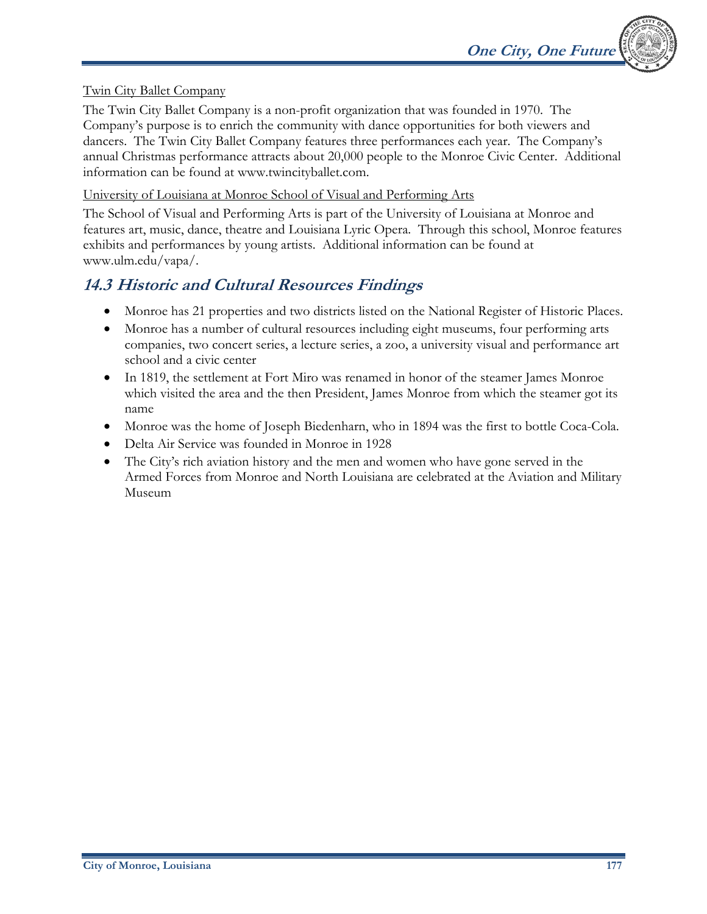Twin City Ballet Company

The Twin City Ballet Company is a non-profit organization that was founded in 1970. The Company's purpose is to enrich the community with dance opportunities for both viewers and dancers. The Twin City Ballet Company features three performances each year. The Company's annual Christmas performance attracts about 20,000 people to the Monroe Civic Center. Additional information can be found at www.twincityballet.com.

University of Louisiana at Monroe School of Visual and Performing Arts

The School of Visual and Performing Arts is part of the University of Louisiana at Monroe and features art, music, dance, theatre and Louisiana Lyric Opera. Through this school, Monroe features exhibits and performances by young artists. Additional information can be found at www.ulm.edu/vapa/.

## 14.3 Historic and Cultural Resources Findings

- Monroe has 21 properties and two districts listed on the National Register of Historic Places.
- Monroe has a number of cultural resources including eight museums, four performing arts companies, two concert series, a lecture series, a zoo, a university visual and performance art school and a civic center
- In 1819, the settlement at Fort Miro was renamed in honor of the steamer James Monroe which visited the area and the then President, James Monroe from which the steamer got its name
- Monroe was the home of Joseph Biedenharn, who in 1894 was the first to bottle Coca-Cola.
- Delta Air Service was founded in Monroe in 1928
- The City's rich aviation history and the men and women who have gone served in the Armed Forces from Monroe and North Louisiana are celebrated at the Aviation and Military Museum